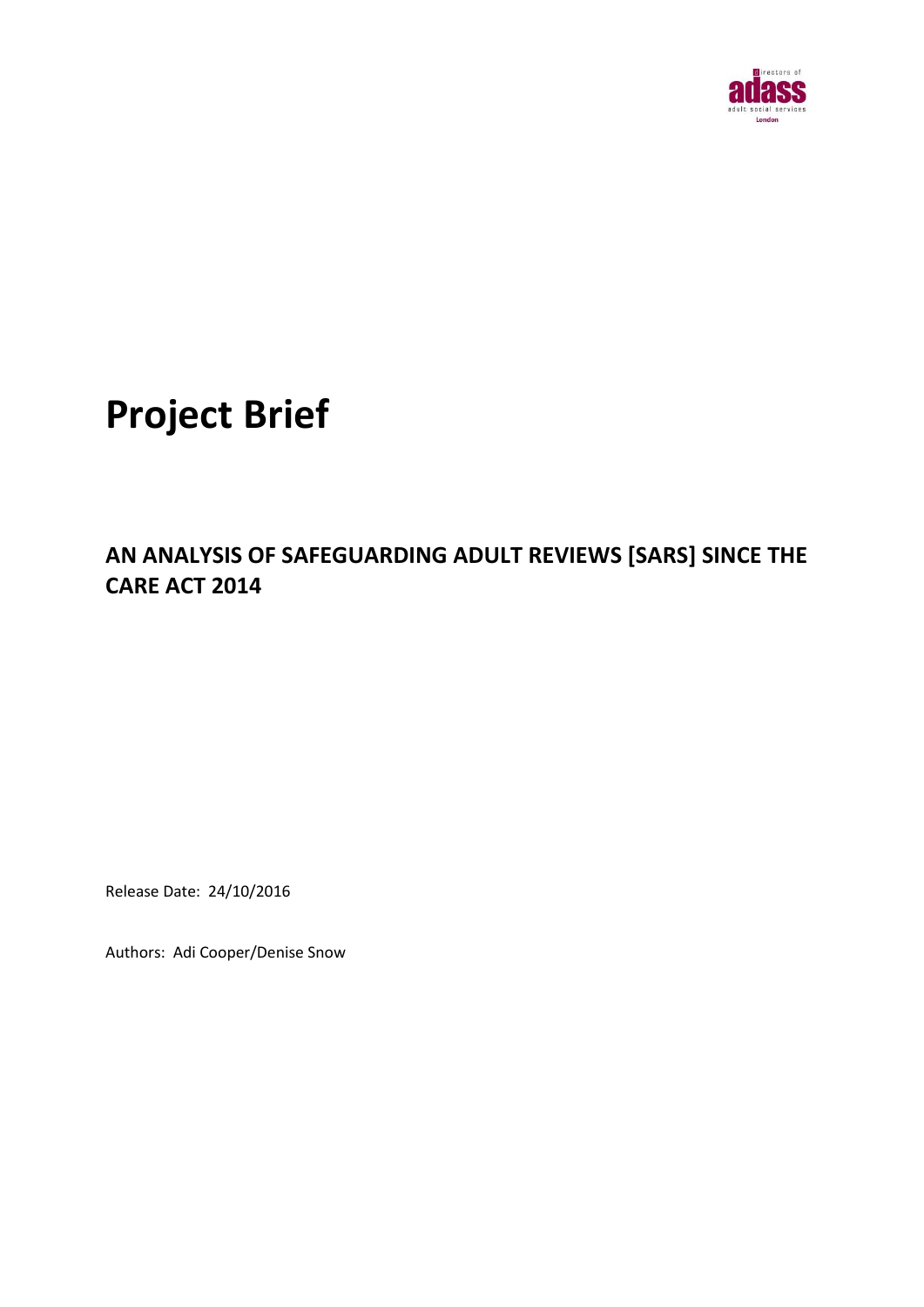# Project Brief

## AN ANALYSIS OF SAFEGUARDING ADULT REVIEWS [SARS] SINCE THE CARE ACT 2014

Release Date: 24/10/2016

Authors: Adi Cooper/Denise Snow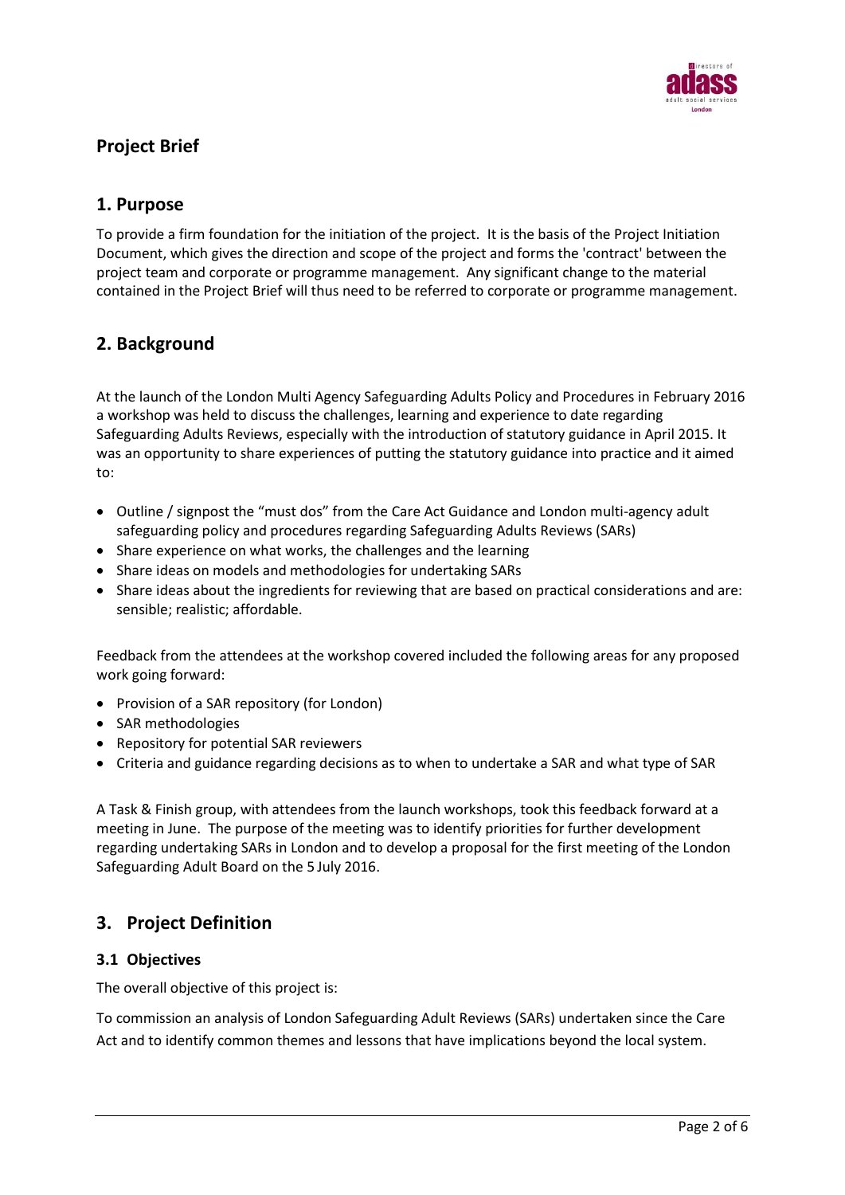## Project Brief

## 1. Purpose

To provide a firm foundation for the initiation of the project. It is the basis of the Project Initiation Document, which gives the direction and scope of the project and forms the 'contract' between the project team and corporate or programme management. Any significant change to the material contained in the Project Brief will thus need to be referred to corporate or programme management.

## 2. Background

At the launch of the London Multi Agency Safeguarding Adults Policy and Procedures in February 2016 a workshop was held to discuss the challenges, learning and experience to date regarding Safeguarding Adults Reviews, especially with the introduction of statutory guidance in April 2015. It was an opportunity to share experiences of putting the statutory guidance into practice and it aimed to:

- Outline / signpost the "must dos" from the Care Act Guidance and London multi-agency adult safeguarding policy and procedures regarding Safeguarding Adults Reviews (SARs)
- Share experience on what works, the challenges and the learning
- Share ideas on models and methodologies for undertaking SARs
- Share ideas about the ingredients for reviewing that are based on practical considerations and are: sensible; realistic; affordable.

Feedback from the attendees at the workshop covered included the following areas for any proposed work going forward:

- Provision of a SAR repository (for London)
- SAR methodologies
- Repository for potential SAR reviewers
- Criteria and guidance regarding decisions as to when to undertake a SAR and what type of SAR

A Task & Finish group, with attendees from the launch workshops, took this feedback forward at a meeting in June. The purpose of the meeting was to identify priorities for further development regarding undertaking SARs in London and to develop a proposal for the first meeting of the London Safeguarding Adult Board on the 5 July 2016.

## 3. Project Definition

### 3.1 Objectives

The overall objective of this project is:

To commission an analysis of London Safeguarding Adult Reviews (SARs) undertaken since the Care Act and to identify common themes and lessons that have implications beyond the local system.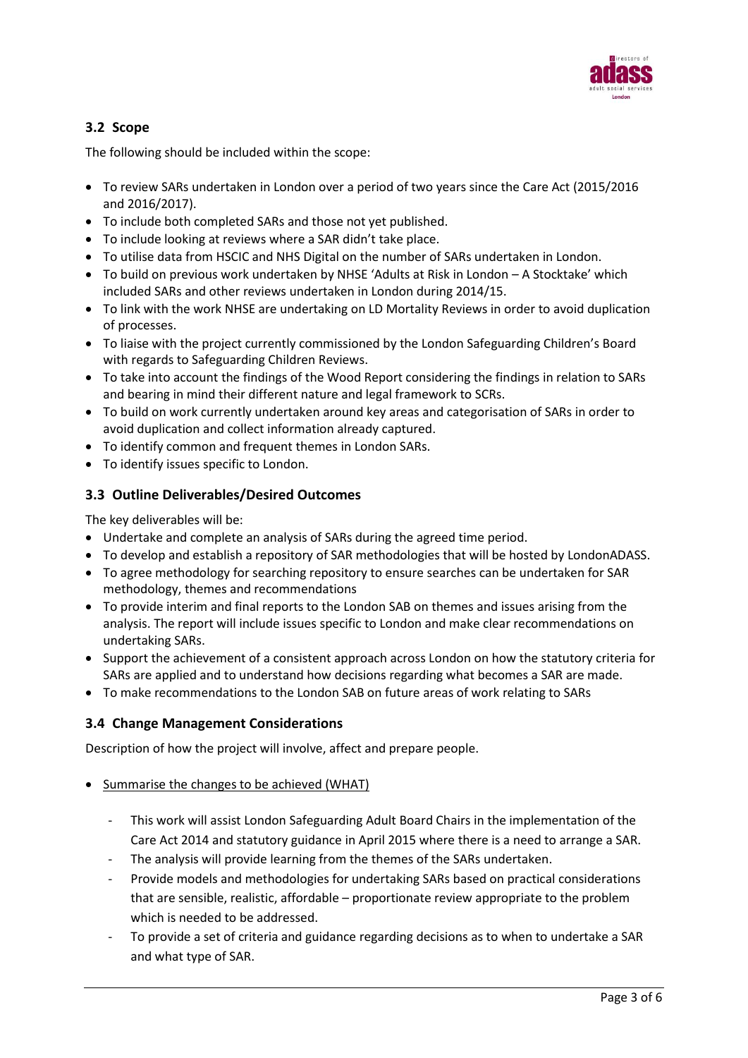### 3.2 Scope

The following should be included within the scope:

- To review SARs undertaken in London over a period of two years since the Care Act (2015/2016 and 2016/2017).
- To include both completed SARs and those not yet published.
- To include looking at reviews where a SAR didn't take place.
- To utilise data from HSCIC and NHS Digital on the number of SARs undertaken in London.
- To build on previous work undertaken by NHSE 'Adults at Risk in London – A Stocktake' which included SARs and other reviews undertaken in London during 2014/15.
- To link with the work NHSE are undertaking on LD Mortality Reviews in order to avoid duplication of processes.
- To liaise with the project currently commissioned by the London Safeguarding Children's Board with regards to Safeguarding Children Reviews.
- To take into account the findings of the Wood Report considering the findings in relation to SARs and bearing in mind their different nature and legal framework to SCRs.
- To build on work currently undertaken around key areas and categorisation of SARs in order to avoid duplication and collect information already captured.
- To identify common and frequent themes in London SARs.
- To identify issues specific to London.

### 3.3 Outline Deliverables/Desired Outcomes

The key deliverables will be:

- Undertake and complete an analysis of SARs during the agreed time period.
- To develop and establish a repository of SAR methodologies that will be hosted by LondonADASS.
- To agree methodology for searching repository to ensure searches can be undertaken for SAR methodology, themes and recommendations
- To provide interim and final reports to the London SAB on themes and issues arising from the analysis. The report will include issues specific to London and make clear recommendations on undertaking SARs.
- Support the achievement of a consistent approach across London on how the statutory criteria for SARs are applied and to understand how decisions regarding what becomes a SAR are made.
- To make recommendations to the London SAB on future areas of work relating to SARs

### 3.4 Change Management Considerations

Description of how the project will involve, affect and prepare people.

- <u>Summarise the changes to be achieved (WHAT)</u>
  - This work will assist London Safeguarding Adult Board Chairs in the implementation of the Care Act 2014 and statutory guidance in April 2015 where there is a need to arrange a SAR.
  - The analysis will provide learning from the themes of the SARs undertaken.
  - Provide models and methodologies for undertaking SARs based on practical considerations that are sensible, realistic, affordable – proportionate review appropriate to the problem which is needed to be addressed.
  - To provide a set of criteria and guidance regarding decisions as to when to undertake a SAR and what type of SAR.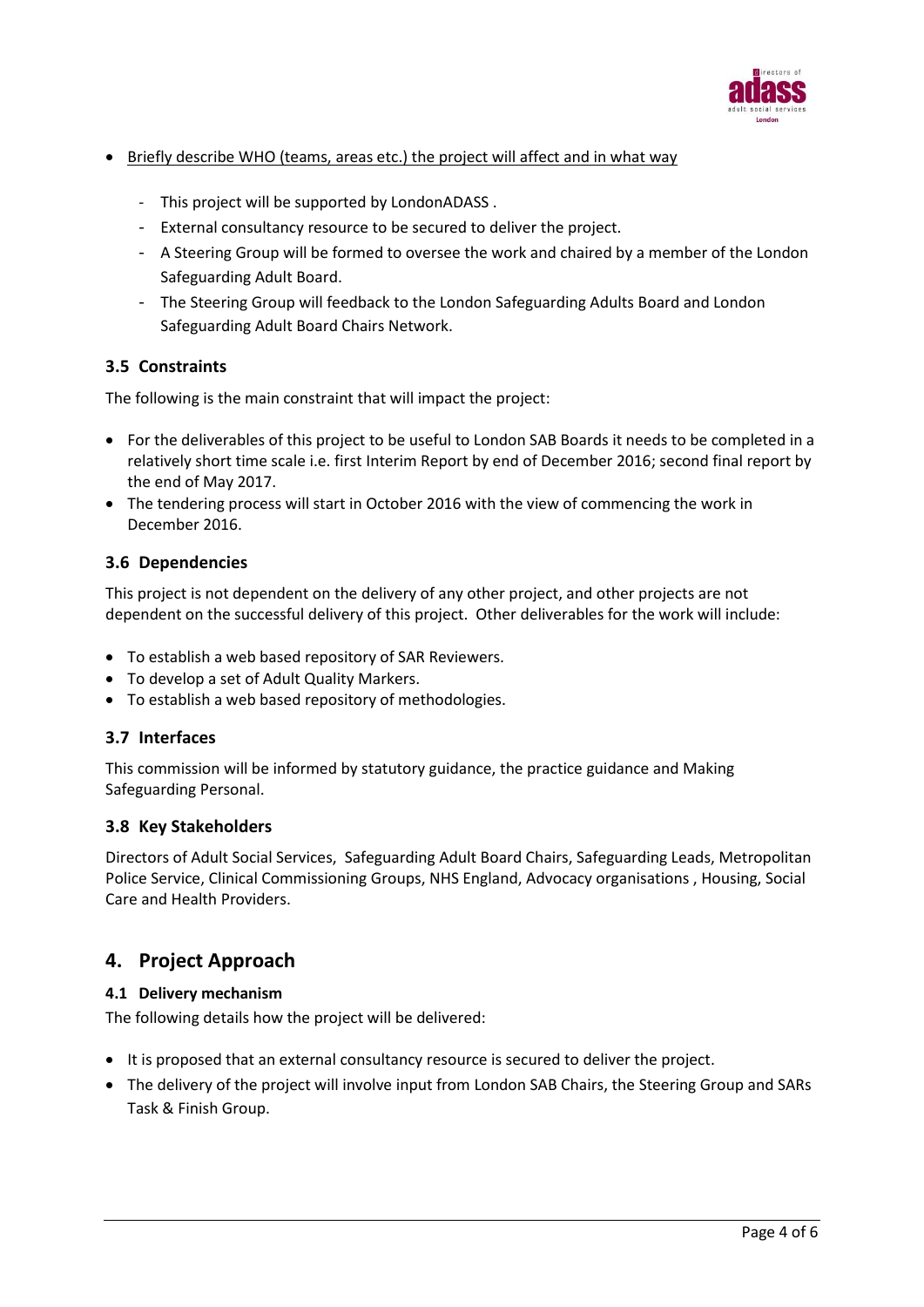- Briefly describe WHO (teams, areas etc.) the project will affect and in what way
    - This project will be supported by LondonADASS .
    - External consultancy resource to be secured to deliver the project.
    - A Steering Group will be formed to oversee the work and chaired by a member of the London Safeguarding Adult Board.
    - The Steering Group will feedback to the London Safeguarding Adults Board and London Safeguarding Adult Board Chairs Network.

### 3.5 Constraints

The following is the main constraint that will impact the project:

- For the deliverables of this project to be useful to London SAB Boards it needs to be completed in a relatively short time scale i.e. first Interim Report by end of December 2016; second final report by the end of May 2017.
- The tendering process will start in October 2016 with the view of commencing the work in December 2016.

### 3.6 Dependencies

This project is not dependent on the delivery of any other project, and other projects are not dependent on the successful delivery of this project. Other deliverables for the work will include:

- To establish a web based repository of SAR Reviewers.
- To develop a set of Adult Quality Markers.
- To establish a web based repository of methodologies.

### 3.7 Interfaces

This commission will be informed by statutory guidance, the practice guidance and Making Safeguarding Personal.

### 3.8 Key Stakeholders

Directors of Adult Social Services, Safeguarding Adult Board Chairs, Safeguarding Leads, Metropolitan Police Service, Clinical Commissioning Groups, NHS England, Advocacy organisations , Housing, Social Care and Health Providers.

## 4. Project Approach

#### 4.1 Delivery mechanism

The following details how the project will be delivered:

- It is proposed that an external consultancy resource is secured to deliver the project.
- The delivery of the project will involve input from London SAB Chairs, the Steering Group and SARs Task & Finish Group.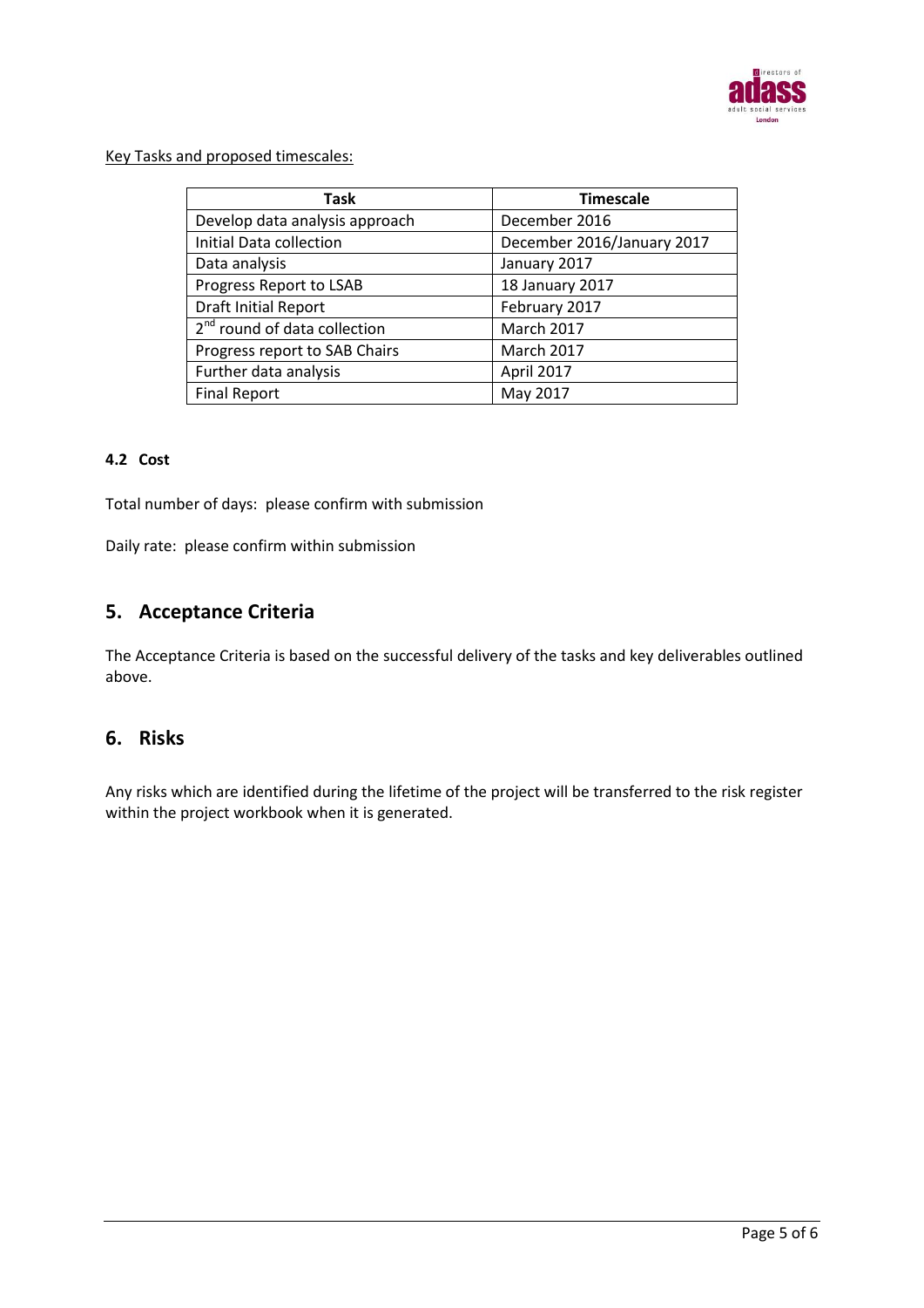Key Tasks and proposed timescales:

| Task | Timescale |
| --- | --- |
| Develop data analysis approach | December 2016 |
| Initial Data collection | December 2016/January 2017 |
| Data analysis | January 2017 |
| Progress Report to LSAB | 18 January 2017 |
| Draft Initial Report | February 2017 |
| 2nd round of data collection | March 2017 |
| Progress report to SAB Chairs | March 2017 |
| Further data analysis | April 2017 |
| Final Report | May 2017 |

#### 4.2 Cost

Total number of days: please confirm with submission

Daily rate: please confirm within submission

## 5. Acceptance Criteria

The Acceptance Criteria is based on the successful delivery of the tasks and key deliverables outlined above.

## 6. Risks

Any risks which are identified during the lifetime of the project will be transferred to the risk register within the project workbook when it is generated.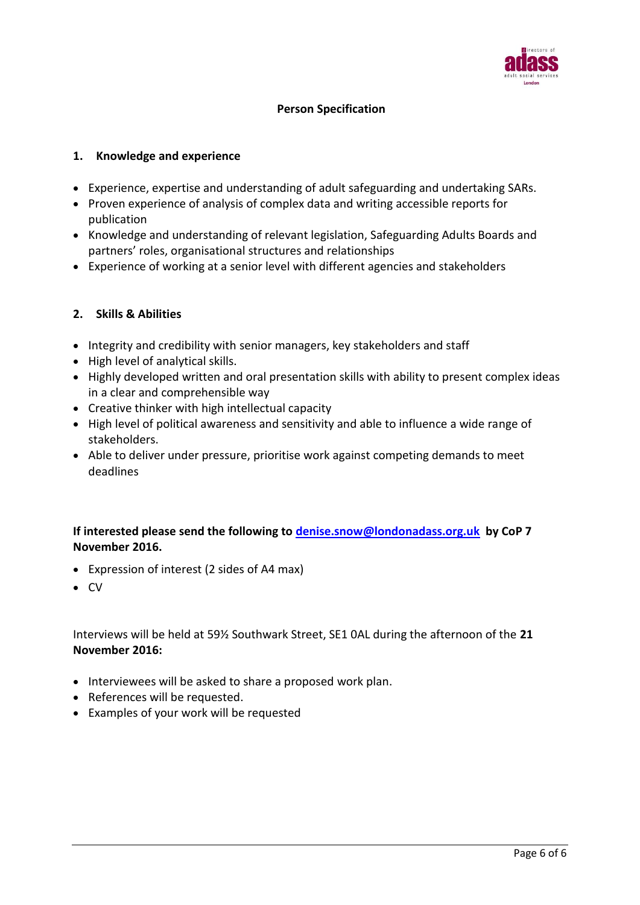## Person Specification

### 1. Knowledge and experience

- Experience, expertise and understanding of adult safeguarding and undertaking SARs.
- Proven experience of analysis of complex data and writing accessible reports for publication
- Knowledge and understanding of relevant legislation, Safeguarding Adults Boards and partners' roles, organisational structures and relationships
- Experience of working at a senior level with different agencies and stakeholders

### 2. Skills & Abilities

- Integrity and credibility with senior managers, key stakeholders and staff
- High level of analytical skills.
- Highly developed written and oral presentation skills with ability to present complex ideas in a clear and comprehensible way
- Creative thinker with high intellectual capacity
- High level of political awareness and sensitivity and able to influence a wide range of stakeholders.
- Able to deliver under pressure, prioritise work against competing demands to meet deadlines

**If interested please send the following to denise.snow@londonadass.org.uk by CoP 7 November 2016.**

- Expression of interest (2 sides of A4 max)
- CV

Interviews will be held at 59½ Southwark Street, SE1 0AL during the afternoon of the **21 November 2016:**

- Interviewees will be asked to share a proposed work plan.
- References will be requested.
- Examples of your work will be requested